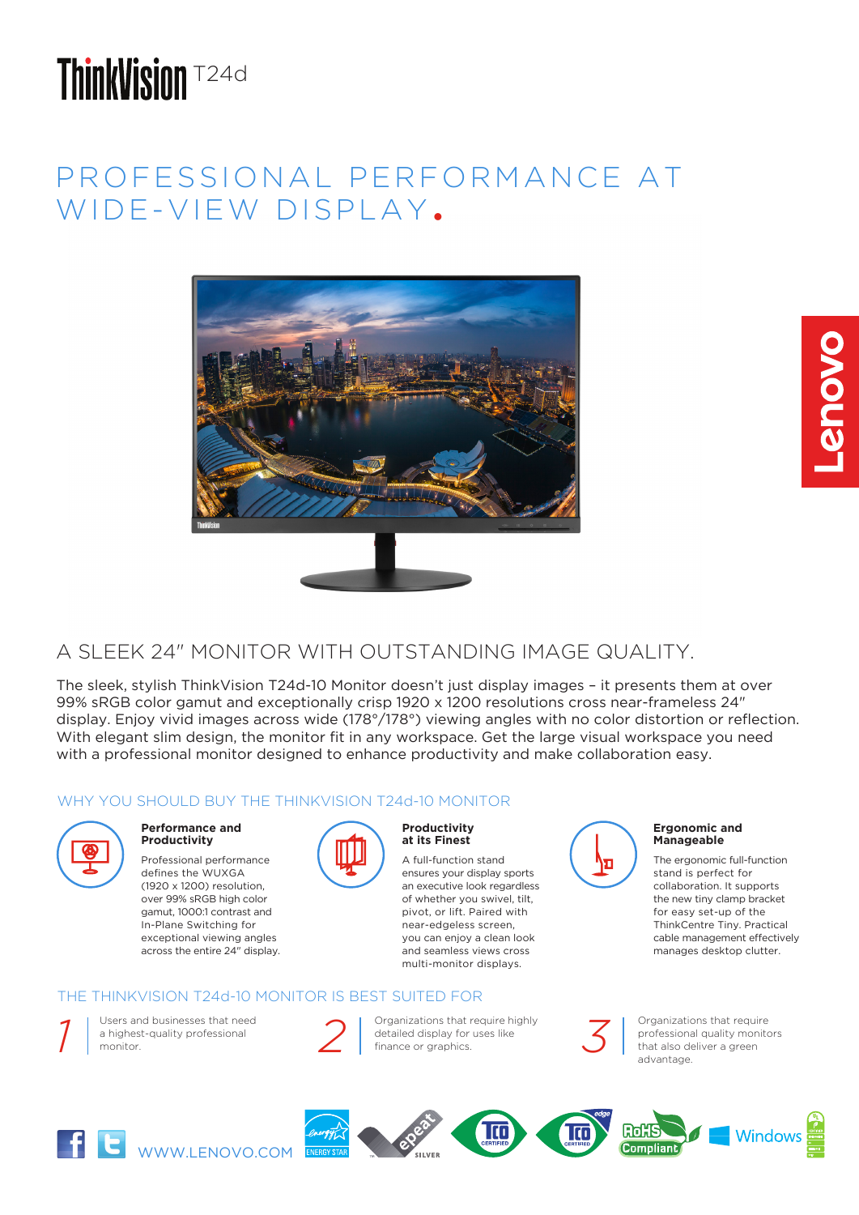# ThinkVision T24d

# PROFESSIONAL PERFORMANCE AT WIDE-VIEW DISPLAY.

## A SLEEK 24" MONITOR WITH OUTSTANDING IMAGE QUALITY.

The sleek, stylish ThinkVision T24d-10 Monitor doesn't just display images – it presents them at over 99% sRGB color gamut and exceptionally crisp 1920 x 1200 resolutions cross near-frameless 24" display. Enjoy vivid images across wide (178°/178°) viewing angles with no color distortion or reflection. With elegant slim design, the monitor fit in any workspace. Get the large visual workspace you need with a professional monitor designed to enhance productivity and make collaboration easy.

### WHY YOU SHOULD BUY THE THINKVISION T24d-10 MONITOR

**Performance and Productivity**

Professional performance defines the WUXGA (1920 x 1200) resolution, over 99% sRGB high color gamut, 1000:1 contrast and In-Plane Switching for exceptional viewing angles across the entire 24" display.

**Productivity at its Finest**

A full-function stand ensures your display sports an executive look regardless of whether you swivel, tilt, pivot, or lift. Paired with near-edgeless screen, you can enjoy a clean look and seamless views cross multi-monitor displays.

**Ergonomic and Manageable**

The ergonomic full-function stand is perfect for collaboration. It supports the new tiny clamp bracket for easy set-up of the ThinkCentre Tiny. Practical cable management effectively manages desktop clutter.

### THE THINKVISION T24d-10 MONITOR IS BEST SUITED FOR

1. Users and businesses that need a highest-quality professional monitor.
2. Organizations that require highly detailed display for uses like finance or graphics.
3. Organizations that require professional quality monitors that also deliver a green advantage.

WWW.LENOVO.COM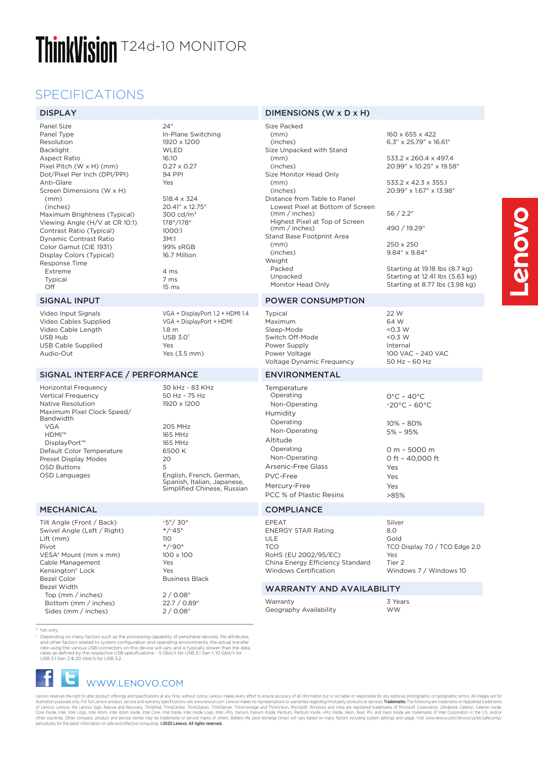# ThinkVision T24d-10 MONITOR

## SPECIFICATIONS

### DISPLAY

| | |
|---|---|
| Panel Size | 24" |
| Panel Type | In-Plane Switching |
| Resolution | 1920 x 1200 |
| Backlight | WLED |
| Aspect Ratio | 16:10 |
| Pixel Pitch (W x H) (mm) | 0.27 x 0.27 |
| Dot/Pixel Per Inch (DPI/PPI) | 94 PPI |
| Anti-Glare | Yes |
| Screen Dimensions (W x H) | |
| (mm) | 518.4 x 324 |
| (inches) | 20.41" x 12.75" |
| Maximum Brightness (Typical) | 300 cd/m² |
| Viewing Angle (H/V at CR 10:1) | 178°/178° |
| Contrast Ratio (Typical) | 1000:1 |
| Dynamic Contrast Ratio | 3M:1 |
| Color Gamut (CIE 1931) | 99% sRGB |
| Display Colors (Typical) | 16.7 Million |
| Response Time | |
| Extreme | 4 ms |
| Typical | 7 ms |
| Off | 15 ms |

### SIGNAL INPUT

| | |
|---|---|
| Video Input Signals | VGA + DisplayPort 1.2 + HDMI 1.4 |
| Video Cables Supplied | VGA + DisplayPort + HDMI |
| Video Cable Length | 1.8 m |
| USB Hub | USB 3.0[1] |
| USB Cable Supplied | Yes |
| Audio-Out | Yes (3.5 mm) |

### SIGNAL INTERFACE / PERFORMANCE

| | |
|---|---|
| Horizontal Frequency | 30 kHz - 83 KHz |
| Vertical Frequency | 50 Hz - 75 Hz |
| Native Resolution | 1920 x 1200 |
| Maximum Pixel Clock Speed/ Bandwidth | |
| VGA | 205 MHz |
| HDMI™ | 165 MHz |
| DisplayPort™ | 165 MHz |
| Default Color Temperature | 6500 K |
| Preset Display Modes | 20 |
| OSD Buttons | 5 |
| OSD Languages | English, French, German, Spanish, Italian, Japanese, Simplified Chinese, Russian |

### MECHANICAL

| | |
|---|---|
| Tilt Angle (Front / Back) | -5°/ 30° |
| Swivel Angle (Left / Right) | +/-45° |
| Lift (mm) | 110 |
| Pivot | +/-90° |
| VESA® Mount (mm x mm) | 100 x 100 |
| Cable Management | Yes |
| Kensington® Lock | Yes |
| Bezel Color | Business Black |
| Bezel Width | |
| Top (mm / inches) | 2 / 0.08" |
| Bottom (mm / inches) | 22.7 / 0.89" |
| Sides (mm / inches) | 2 / 0.08" |

### DIMENSIONS (W x D x H)

| | |
|---|---|
| Size Packed | |
| (mm) | 160 x 655 x 422 |
| (inches) | 6.3" x 25.79" x 16.61" |
| Size Unpacked with Stand | |
| (mm) | 533.2 x 260.4 x 497.4 |
| (inches) | 20.99" x 10.25" x 19.58" |
| Size Monitor Head Only | |
| (mm) | 533.2 x 42.3 x 355.1 |
| (inches) | 20.99" x 1.67" x 13.98" |
| Distance from Table to Panel | |
| Lowest Pixel at Bottom of Screen (mm / inches) | 56 / 2.2" |
| Highest Pixel at Top of Screen (mm / inches) | 490 / 19.29" |
| Stand Base Footprint Area | |
| (mm) | 250 x 250 |
| (inches) | 9.84" x 9.84" |
| Weight | |
| Packed | Starting at 19.18 lbs (8.7 kg) |
| Unpacked | Starting at 12.41 lbs (5.63 kg) |
| Monitor Head Only | Starting at 8.77 lbs (3.98 kg) |

### POWER CONSUMPTION

| | |
|---|---|
| Typical | 22 W |
| Maximum | 64 W |
| Sleep-Mode | <0.3 W |
| Switch Off-Mode | <0.3 W |
| Power Supply | Internal |
| Power Voltage | 100 VAC - 240 VAC |
| Voltage Dynamic Frequency | 50 Hz - 60 Hz |

### ENVIRONMENTAL

| | |
|---|---|
| Temperature | |
| Operating | 0°C - 40°C |
| Non-Operating | -20°C - 60°C |
| Humidity | |
| Operating | 10% - 80% |
| Non-Operating | 5% - 95% |
| Altitude | |
| Operating | 0 m - 5000 m |
| Non-Operating | 0 ft - 40,000 ft |
| Arsenic-Free Glass | Yes |
| PVC-Free | Yes |
| Mercury-Free | Yes |
| PCC % of Plastic Resins | >85% |

### COMPLIANCE

| | |
|---|---|
| EPEAT | Silver |
| ENERGY STAR Rating | 8.0 |
| ULE | Gold |
| TCO | TCO Display 7.0 / TCO Edge 2.0 |
| RoHS (EU 2002/95/EC) | Yes |
| China Energy Efficiency Standard | Tier 2 |
| Windows Certification | Windows 7 / Windows 10 |

### WARRANTY AND AVAILABILITY

| | |
|---|---|
| Warranty | 3 Years |
| Geography Availability | WW |

* NA only.

[1] Depending on many factors such as the processing capability of peripheral devices, file attributes, and other factors related to system configuration and operating environments, the actual transfer rate using the various USB connectors on this device will vary and is typically slower than the data rates as defined by the respective USB specifications: - 5 Gbit/s for USB 3.1 Gen 1; 10 Gbit/s for USB 3.1 Gen 2 & 20 Gbit/s for USB 3.2.

WWW.LENOVO.COM

Lenovo reserves the right to alter product offerings and specifications at any time, without notice. Lenovo makes every effort to ensure accuracy of all information but is not liable or responsible for any editorial, photographic or typographic errors. All images are for illustration purposes only. For full Lenovo product, service and warranty specifications visit www.lenovo.com. Lenovo makes no representations or warranties regarding third party products or services. **Trademarks:** The following are trademarks or registered trademarks of Lenovo: Lenovo, the Lenovo logo, Rescue and Recovery, ThinkPad, ThinkCentre, ThinkStation, ThinkServer, ThinkVantage and ThinkVision. Microsoft, Windows and Vista are registered trademarks of Microsoft Corporation. Ultrabook, Celeron, Celeron Inside, Core Inside, Intel, Intel Logo, Intel Atom, Intel Atom Inside, Intel Core, Intel Inside, Intel Inside Logo, Intel vPro, Itanium, Itanium Inside, Pentium, Pentium Inside, vPro Inside, Xeon, Xeon Phi, and Xeon Inside are trademarks of Intel Corporation in the U.S. and/or other countries. Other company, product and service names may be trademarks or service marks of others. Battery life (and recharge times) will vary based on many factors including system settings and usage. Visit www.lenovo.com/lenovo/us/en/safecomp/ periodically for the latest information on safe and effective computing. **©2020 Lenovo. All rights reserved.**